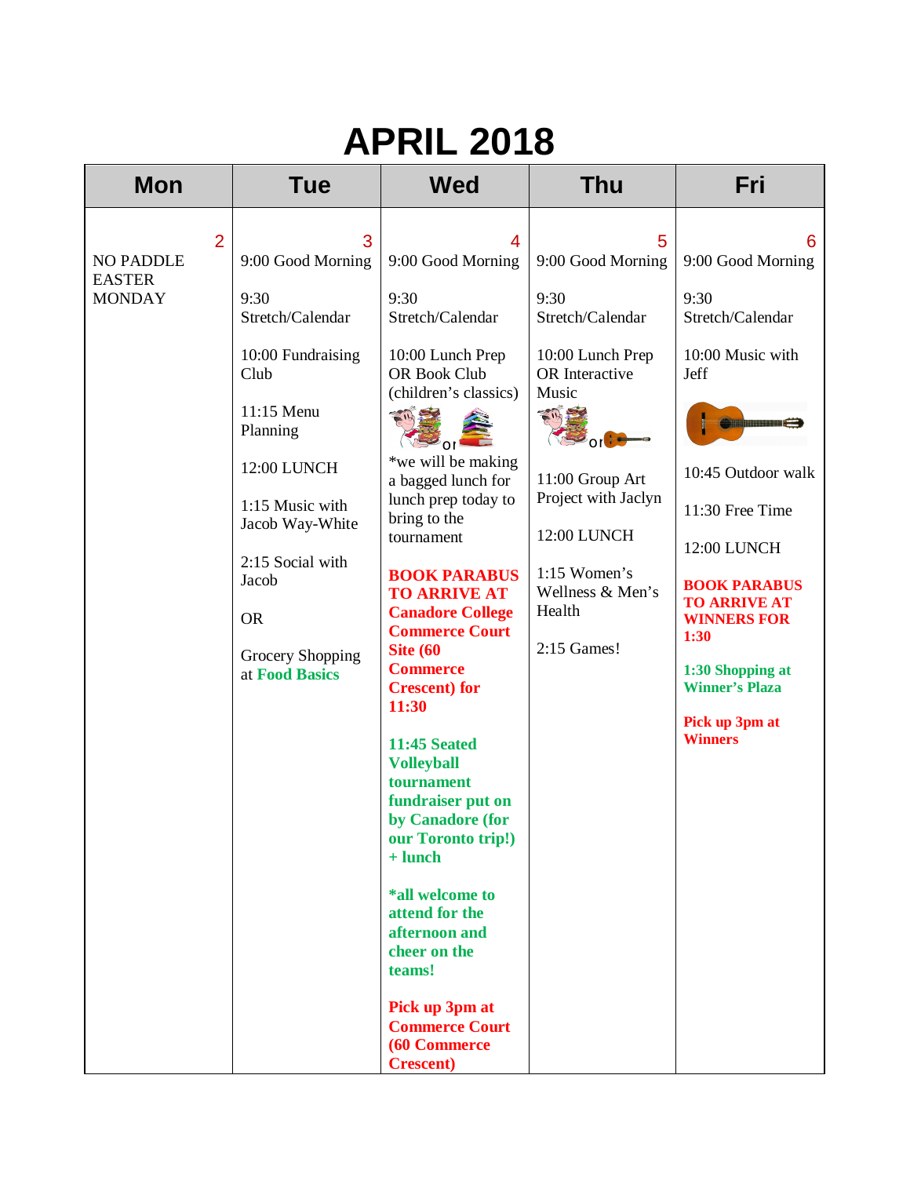# APRIL 2018

| Mon | Tue | Wed | Thu | Fri |
|---|---|---|---|---|
| 2<br>NO PADDLE EASTER MONDAY | 3<br>9:00 Good Morning<br><br>9:30 Stretch/Calendar<br><br>10:00 Fundraising Club<br><br>11:15 Menu Planning<br><br>12:00 LUNCH<br><br>1:15 Music with Jacob Way-White<br><br>2:15 Social with Jacob<br><br>OR<br><br>Grocery Shopping at **Food Basics** | 4<br>9:00 Good Morning<br><br>9:30 Stretch/Calendar<br><br>10:00 Lunch Prep OR Book Club (children's classics)<br><br>or<br><br>*we will be making a bagged lunch for lunch prep today to bring to the tournament<br><br>**BOOK PARABUS TO ARRIVE AT Canadore College Commerce Court Site (60 Commerce Crescent) for 11:30**<br><br>**11:45 Seated Volleyball tournament fundraiser put on by Canadore (for our Toronto trip!) + lunch**<br><br>***all welcome to attend for the afternoon and cheer on the teams!**<br><br>**Pick up 3pm at Commerce Court (60 Commerce Crescent)** | 5<br>9:00 Good Morning<br><br>9:30 Stretch/Calendar<br><br>10:00 Lunch Prep OR Interactive Music<br><br>or<br><br>11:00 Group Art Project with Jaclyn<br><br>12:00 LUNCH<br><br>1:15 Women's Wellness & Men's Health<br><br>2:15 Games! | 6<br>9:00 Good Morning<br><br>9:30 Stretch/Calendar<br><br>10:00 Music with Jeff<br><br>10:45 Outdoor walk<br><br>11:30 Free Time<br><br>12:00 LUNCH<br><br>**BOOK PARABUS TO ARRIVE AT WINNERS FOR 1:30**<br><br>**1:30 Shopping at Winner's Plaza**<br><br>**Pick up 3pm at Winners** |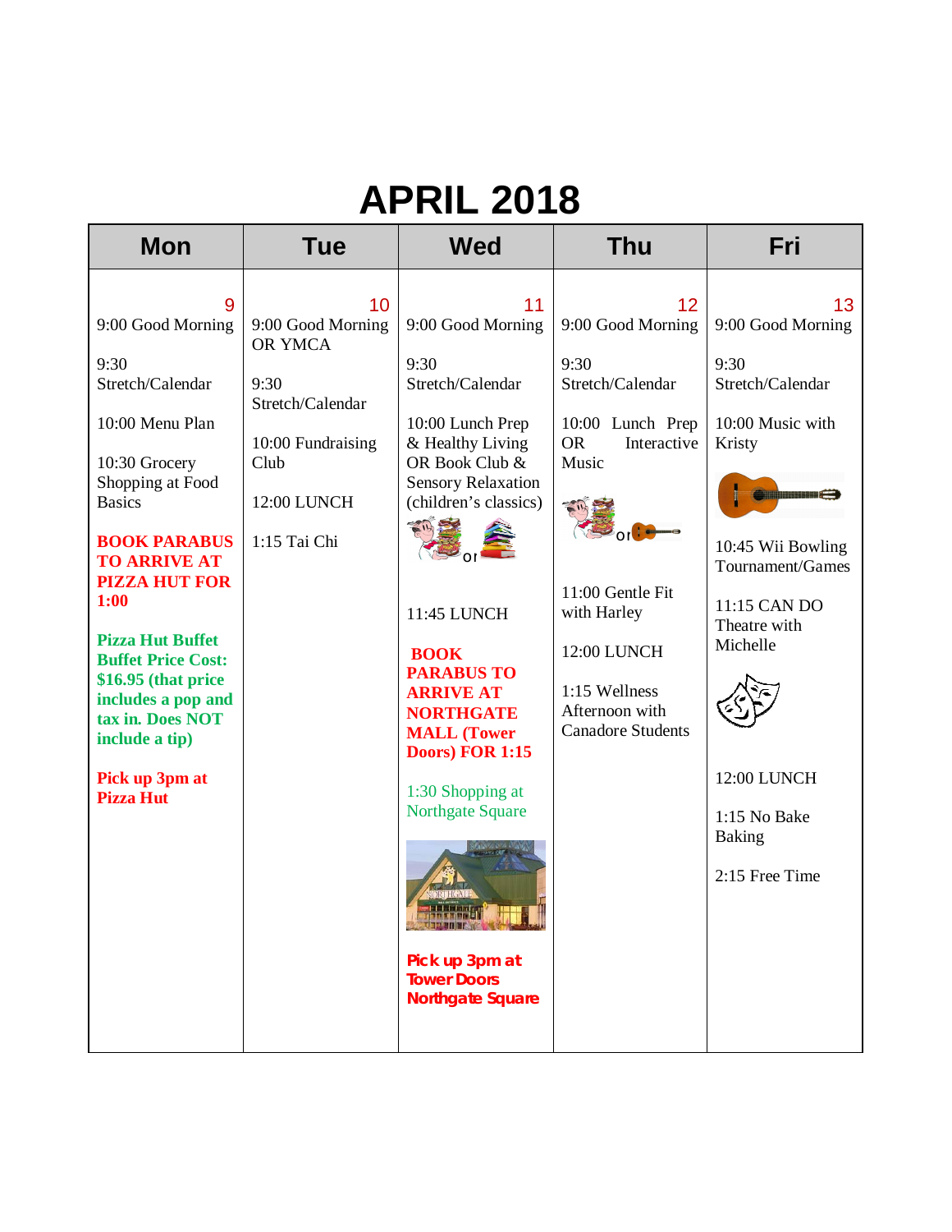# APRIL 2018

| Mon | Tue | Wed | Thu | Fri |
|---|---|---|---|---|
| 9<br>9:00 Good Morning<br><br>9:30 Stretch/Calendar<br><br>10:00 Menu Plan<br><br>10:30 Grocery Shopping at Food Basics<br><br>**BOOK PARABUS TO ARRIVE AT PIZZA HUT FOR 1:00**<br><br>**Pizza Hut Buffet Buffet Price Cost: $16.95 (that price includes a pop and tax in. Does NOT include a tip)**<br><br>**Pick up 3pm at Pizza Hut** | 10<br>9:00 Good Morning OR YMCA<br><br>9:30 Stretch/Calendar<br><br>10:00 Fundraising Club<br><br>12:00 LUNCH<br><br>1:15 Tai Chi | 11<br>9:00 Good Morning<br><br>9:30 Stretch/Calendar<br><br>10:00 Lunch Prep & Healthy Living OR Book Club & Sensory Relaxation (children's classics)<br><br>or<br><br>11:45 LUNCH<br><br>**BOOK PARABUS TO ARRIVE AT NORTHGATE MALL (Tower Doors) FOR 1:15**<br><br>1:30 Shopping at Northgate Square<br><br>**Pick up 3pm at Tower Doors Northgate Square** | 12<br>9:00 Good Morning<br><br>9:30 Stretch/Calendar<br><br>10:00 Lunch Prep OR Interactive Music<br><br>or<br><br>11:00 Gentle Fit with Harley<br><br>12:00 LUNCH<br><br>1:15 Wellness Afternoon with Canadore Students | 13<br>9:00 Good Morning<br><br>9:30 Stretch/Calendar<br><br>10:00 Music with Kristy<br><br>10:45 Wii Bowling Tournament/Games<br><br>11:15 CAN DO Theatre with Michelle<br><br>12:00 LUNCH<br><br>1:15 No Bake Baking<br><br>2:15 Free Time |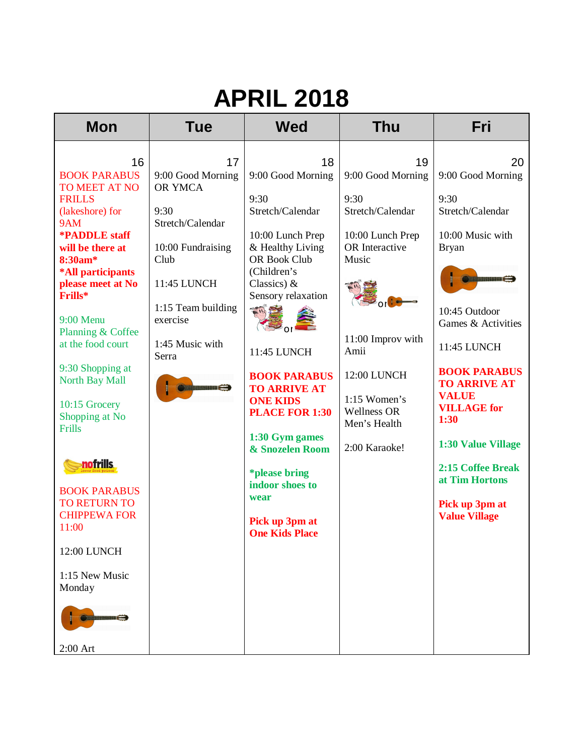# APRIL 2018

| Mon | Tue | Wed | Thu | Fri |
|---|---|---|---|---|
| 16<br>BOOK PARABUS TO MEET AT NO FRILLS (lakeshore) for 9AM<br>**\*PADDLE staff will be there at 8:30am\***<br>**\*All participants please meet at No Frills\***<br><br>9:00 Menu Planning & Coffee at the food court<br><br>9:30 Shopping at North Bay Mall<br><br>10:15 Grocery Shopping at No Frills<br><br>BOOK PARABUS TO RETURN TO CHIPPEWA FOR 11:00<br><br>12:00 LUNCH<br><br>1:15 New Music Monday<br><br>2:00 Art | 17<br>9:00 Good Morning OR YMCA<br><br>9:30 Stretch/Calendar<br><br>10:00 Fundraising Club<br><br>11:45 LUNCH<br><br>1:15 Team building exercise<br><br>1:45 Music with Serra | 18<br>9:00 Good Morning<br><br>9:30 Stretch/Calendar<br><br>10:00 Lunch Prep & Healthy Living OR Book Club (Children's Classics) & Sensory relaxation<br><br>11:45 LUNCH<br><br>**BOOK PARABUS TO ARRIVE AT ONE KIDS PLACE FOR 1:30**<br><br>**1:30 Gym games & Snozelen Room**<br><br>**\*please bring indoor shoes to wear**<br><br>**Pick up 3pm at One Kids Place** | 19<br>9:00 Good Morning<br><br>9:30 Stretch/Calendar<br><br>10:00 Lunch Prep OR Interactive Music<br><br>11:00 Improv with Amii<br><br>12:00 LUNCH<br><br>1:15 Women's Wellness OR Men's Health<br><br>2:00 Karaoke! | 20<br>9:00 Good Morning<br><br>9:30 Stretch/Calendar<br><br>10:00 Music with Bryan<br><br>10:45 Outdoor Games & Activities<br><br>11:45 LUNCH<br><br>**BOOK PARABUS TO ARRIVE AT VALUE VILLAGE for 1:30**<br><br>**1:30 Value Village**<br><br>**2:15 Coffee Break at Tim Hortons**<br><br>**Pick up 3pm at Value Village** |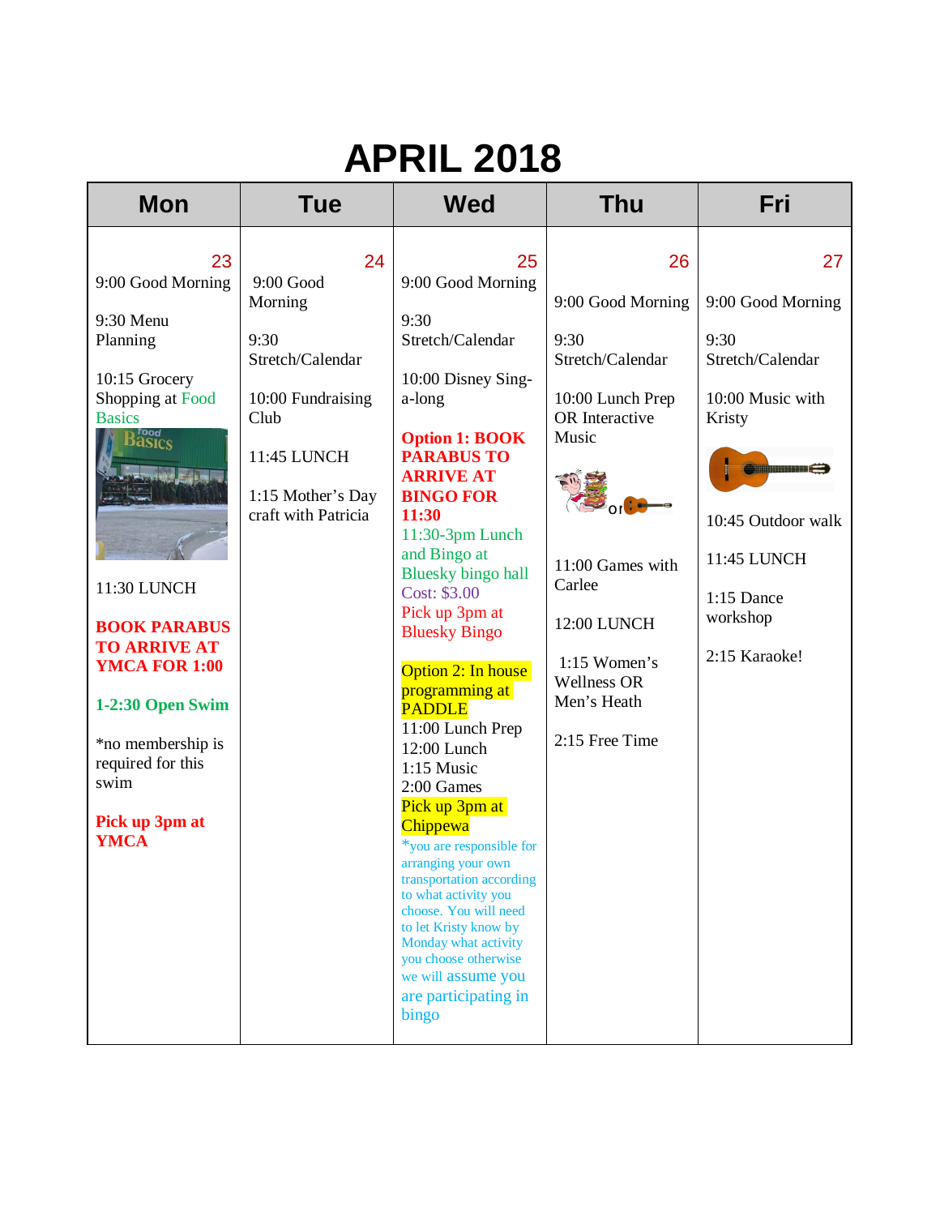# APRIL 2018

| Mon | Tue | Wed | Thu | Fri |
| --- | --- | --- | --- | --- |
| 23<br>9:00 Good Morning<br><br>9:30 Menu Planning<br><br>10:15 Grocery Shopping at Food Basics<br><br>11:30 LUNCH<br><br>**BOOK PARABUS TO ARRIVE AT YMCA FOR 1:00**<br><br>**1-2:30 Open Swim**<br><br>*no membership is required for this swim<br><br>**Pick up 3pm at YMCA** | 24<br>9:00 Good Morning<br><br>9:30 Stretch/Calendar<br><br>10:00 Fundraising Club<br><br>11:45 LUNCH<br><br>1:15 Mother's Day craft with Patricia | 25<br>9:00 Good Morning<br><br>9:30 Stretch/Calendar<br><br>10:00 Disney Sing-a-long<br><br>**Option 1: BOOK PARABUS TO ARRIVE AT BINGO FOR 11:30**<br>11:30-3pm Lunch and Bingo at Bluesky bingo hall<br>Cost: $3.00<br>Pick up 3pm at Bluesky Bingo<br><br>Option 2: In house programming at PADDLE<br>11:00 Lunch Prep<br>12:00 Lunch<br>1:15 Music<br>2:00 Games<br>Pick up 3pm at Chippewa<br>*you are responsible for arranging your own transportation according to what activity you choose. You will need to let Kristy know by Monday what activity you choose otherwise we will assume you are participating in bingo | 26<br><br>9:00 Good Morning<br><br>9:30 Stretch/Calendar<br><br>10:00 Lunch Prep OR Interactive Music<br><br>or<br><br>11:00 Games with Carlee<br><br>12:00 LUNCH<br><br>1:15 Women's Wellness OR Men's Heath<br><br>2:15 Free Time | 27<br><br>9:00 Good Morning<br><br>9:30 Stretch/Calendar<br><br>10:00 Music with Kristy<br><br>10:45 Outdoor walk<br><br>11:45 LUNCH<br><br>1:15 Dance workshop<br><br>2:15 Karaoke! |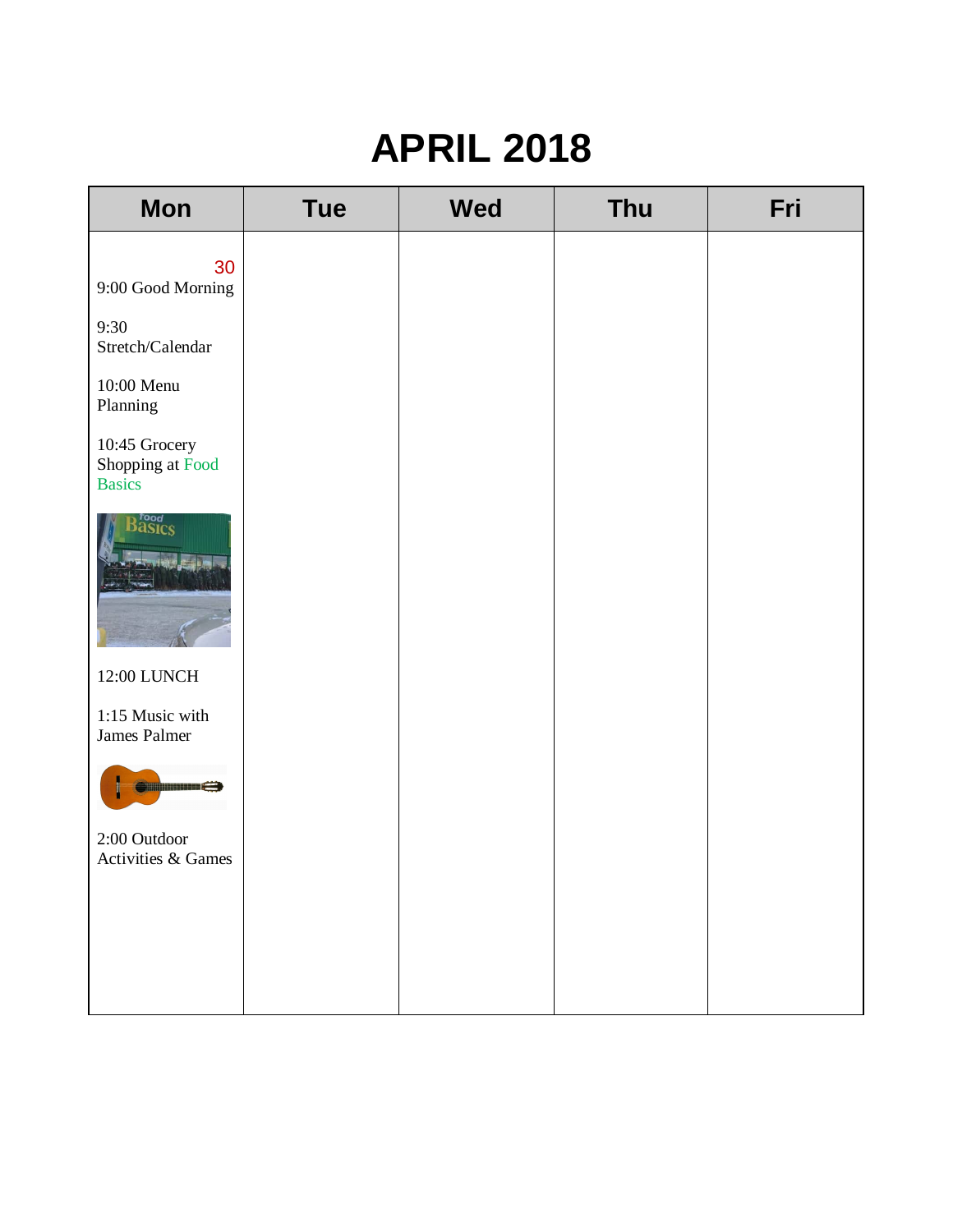# APRIL 2018

| Mon | Tue | Wed | Thu | Fri |
|---|---|---|---|---|
| 30<br>9:00 Good Morning<br><br>9:30 Stretch/Calendar<br><br>10:00 Menu Planning<br><br>10:45 Grocery Shopping at Food Basics<br><br>12:00 LUNCH<br><br>1:15 Music with James Palmer<br><br>2:00 Outdoor Activities & Games | | | | |